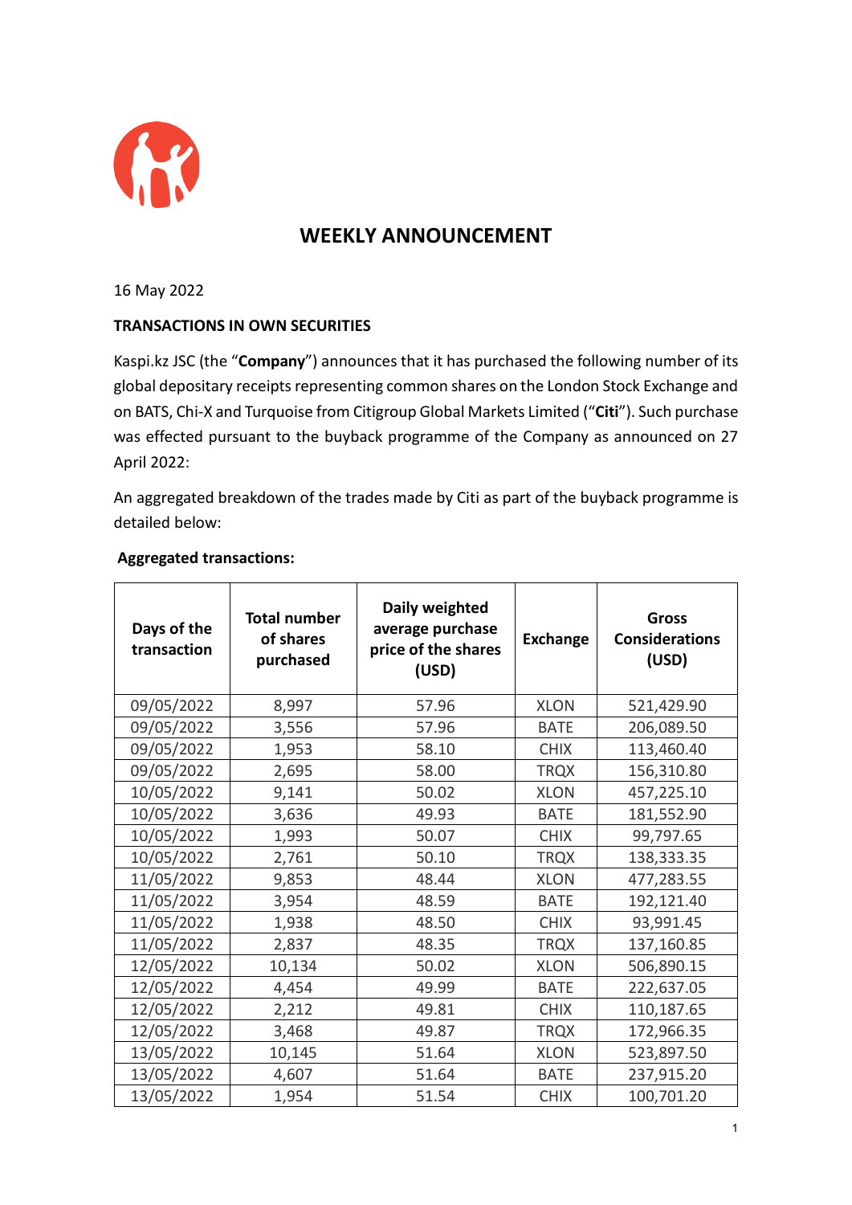# WEEKLY ANNOUNCEMENT

16 May 2022

**TRANSACTIONS IN OWN SECURITIES**

Kaspi.kz JSC (the "**Company**") announces that it has purchased the following number of its global depositary receipts representing common shares on the London Stock Exchange and on BATS, Chi-X and Turquoise from Citigroup Global Markets Limited ("**Citi**"). Such purchase was effected pursuant to the buyback programme of the Company as announced on 27 April 2022:

An aggregated breakdown of the trades made by Citi as part of the buyback programme is detailed below:

**Aggregated transactions:**

| Days of the transaction | Total number of shares purchased | Daily weighted average purchase price of the shares (USD) | Exchange | Gross Considerations (USD) |
|---|---|---|---|---|
| 09/05/2022 | 8,997 | 57.96 | XLON | 521,429.90 |
| 09/05/2022 | 3,556 | 57.96 | BATE | 206,089.50 |
| 09/05/2022 | 1,953 | 58.10 | CHIX | 113,460.40 |
| 09/05/2022 | 2,695 | 58.00 | TRQX | 156,310.80 |
| 10/05/2022 | 9,141 | 50.02 | XLON | 457,225.10 |
| 10/05/2022 | 3,636 | 49.93 | BATE | 181,552.90 |
| 10/05/2022 | 1,993 | 50.07 | CHIX | 99,797.65 |
| 10/05/2022 | 2,761 | 50.10 | TRQX | 138,333.35 |
| 11/05/2022 | 9,853 | 48.44 | XLON | 477,283.55 |
| 11/05/2022 | 3,954 | 48.59 | BATE | 192,121.40 |
| 11/05/2022 | 1,938 | 48.50 | CHIX | 93,991.45 |
| 11/05/2022 | 2,837 | 48.35 | TRQX | 137,160.85 |
| 12/05/2022 | 10,134 | 50.02 | XLON | 506,890.15 |
| 12/05/2022 | 4,454 | 49.99 | BATE | 222,637.05 |
| 12/05/2022 | 2,212 | 49.81 | CHIX | 110,187.65 |
| 12/05/2022 | 3,468 | 49.87 | TRQX | 172,966.35 |
| 13/05/2022 | 10,145 | 51.64 | XLON | 523,897.50 |
| 13/05/2022 | 4,607 | 51.64 | BATE | 237,915.20 |
| 13/05/2022 | 1,954 | 51.54 | CHIX | 100,701.20 |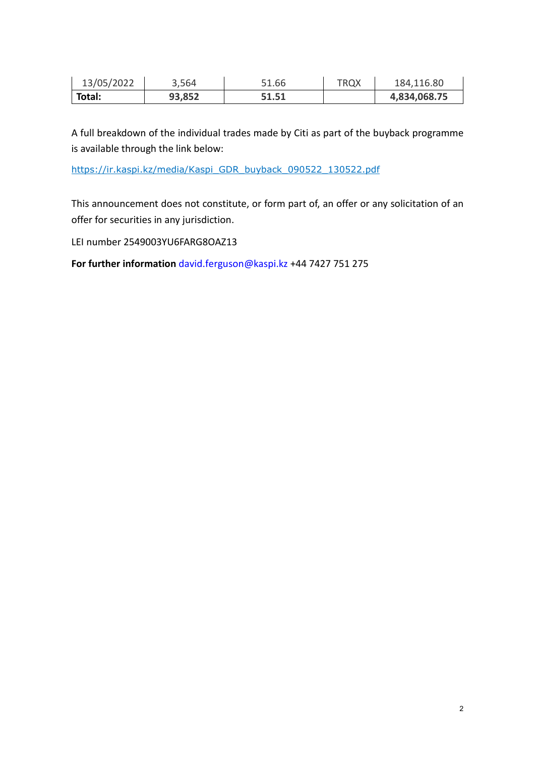| | | | | |
|---|---|---|---|---|
| 13/05/2022 | 3,564 | 51.66 | TRQX | 184,116.80 |
| **Total:** | **93,852** | **51.51** | | **4,834,068.75** |

A full breakdown of the individual trades made by Citi as part of the buyback programme is available through the link below:

https://ir.kaspi.kz/media/Kaspi_GDR_buyback_090522_130522.pdf

This announcement does not constitute, or form part of, an offer or any solicitation of an offer for securities in any jurisdiction.

LEI number 2549003YU6FARG8OAZ13

**For further information** david.ferguson@kaspi.kz +44 7427 751 275